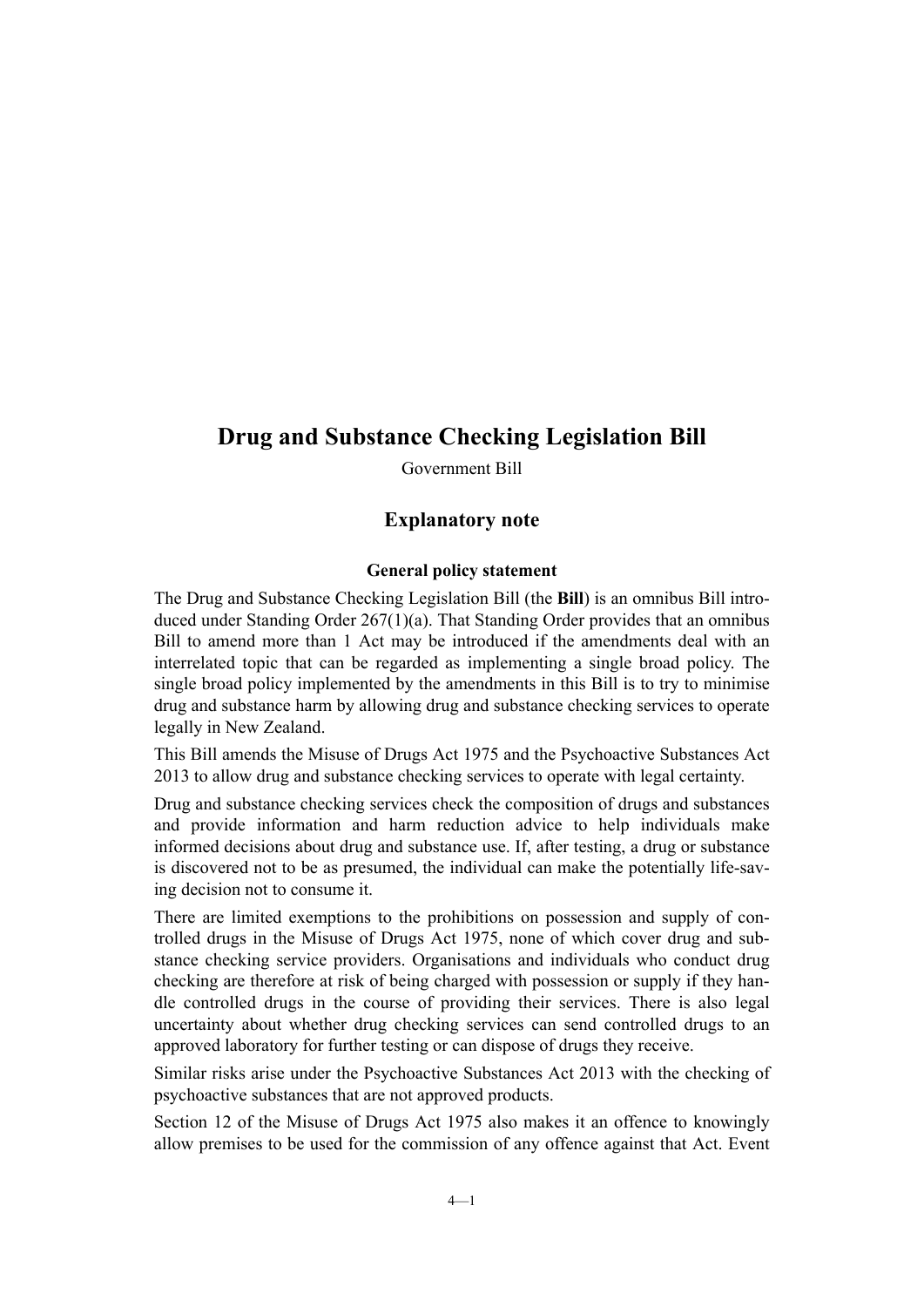# Drug and Substance Checking Legislation Bill

Government Bill

## Explanatory note

### General policy statement

The Drug and Substance Checking Legislation Bill (the **Bill**) is an omnibus Bill introduced under Standing Order 267(1)(a). That Standing Order provides that an omnibus Bill to amend more than 1 Act may be introduced if the amendments deal with an interrelated topic that can be regarded as implementing a single broad policy. The single broad policy implemented by the amendments in this Bill is to try to minimise drug and substance harm by allowing drug and substance checking services to operate legally in New Zealand.

This Bill amends the Misuse of Drugs Act 1975 and the Psychoactive Substances Act 2013 to allow drug and substance checking services to operate with legal certainty.

Drug and substance checking services check the composition of drugs and substances and provide information and harm reduction advice to help individuals make informed decisions about drug and substance use. If, after testing, a drug or substance is discovered not to be as presumed, the individual can make the potentially life-saving decision not to consume it.

There are limited exemptions to the prohibitions on possession and supply of controlled drugs in the Misuse of Drugs Act 1975, none of which cover drug and substance checking service providers. Organisations and individuals who conduct drug checking are therefore at risk of being charged with possession or supply if they handle controlled drugs in the course of providing their services. There is also legal uncertainty about whether drug checking services can send controlled drugs to an approved laboratory for further testing or can dispose of drugs they receive.

Similar risks arise under the Psychoactive Substances Act 2013 with the checking of psychoactive substances that are not approved products.

Section 12 of the Misuse of Drugs Act 1975 also makes it an offence to knowingly allow premises to be used for the commission of any offence against that Act. Event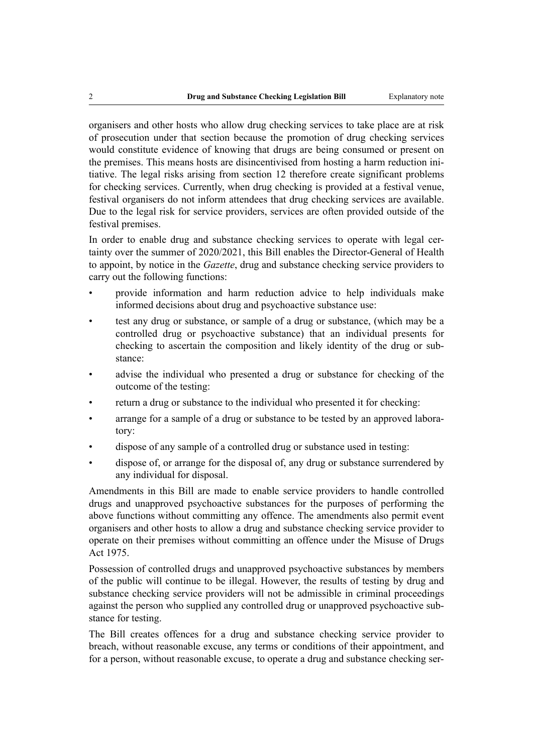organisers and other hosts who allow drug checking services to take place are at risk of prosecution under that section because the promotion of drug checking services would constitute evidence of knowing that drugs are being consumed or present on the premises. This means hosts are disincentivised from hosting a harm reduction initiative. The legal risks arising from section 12 therefore create significant problems for checking services. Currently, when drug checking is provided at a festival venue, festival organisers do not inform attendees that drug checking services are available. Due to the legal risk for service providers, services are often provided outside of the festival premises.

In order to enable drug and substance checking services to operate with legal certainty over the summer of 2020/2021, this Bill enables the Director-General of Health to appoint, by notice in the *Gazette*, drug and substance checking service providers to carry out the following functions:

- provide information and harm reduction advice to help individuals make informed decisions about drug and psychoactive substance use:
- test any drug or substance, or sample of a drug or substance, (which may be a controlled drug or psychoactive substance) that an individual presents for checking to ascertain the composition and likely identity of the drug or substance:
- advise the individual who presented a drug or substance for checking of the outcome of the testing:
- return a drug or substance to the individual who presented it for checking:
- arrange for a sample of a drug or substance to be tested by an approved laboratory:
- dispose of any sample of a controlled drug or substance used in testing:
- dispose of, or arrange for the disposal of, any drug or substance surrendered by any individual for disposal.

Amendments in this Bill are made to enable service providers to handle controlled drugs and unapproved psychoactive substances for the purposes of performing the above functions without committing any offence. The amendments also permit event organisers and other hosts to allow a drug and substance checking service provider to operate on their premises without committing an offence under the Misuse of Drugs Act 1975.

Possession of controlled drugs and unapproved psychoactive substances by members of the public will continue to be illegal. However, the results of testing by drug and substance checking service providers will not be admissible in criminal proceedings against the person who supplied any controlled drug or unapproved psychoactive substance for testing.

The Bill creates offences for a drug and substance checking service provider to breach, without reasonable excuse, any terms or conditions of their appointment, and for a person, without reasonable excuse, to operate a drug and substance checking ser-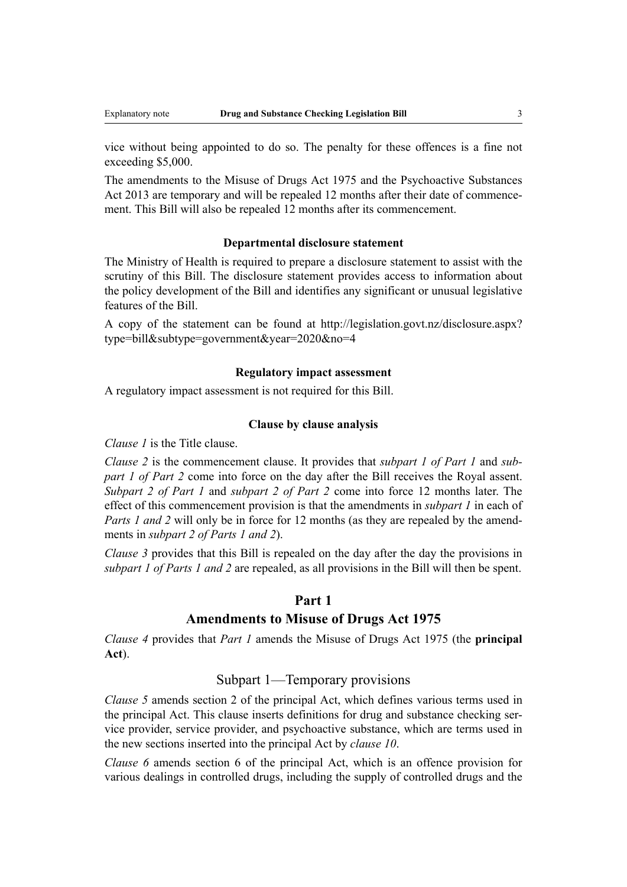vice without being appointed to do so. The penalty for these offences is a fine not exceeding $5,000.

The amendments to the Misuse of Drugs Act 1975 and the Psychoactive Substances Act 2013 are temporary and will be repealed 12 months after their date of commencement. This Bill will also be repealed 12 months after its commencement.

#### Departmental disclosure statement

The Ministry of Health is required to prepare a disclosure statement to assist with the scrutiny of this Bill. The disclosure statement provides access to information about the policy development of the Bill and identifies any significant or unusual legislative features of the Bill.

A copy of the statement can be found at http://legislation.govt.nz/disclosure.aspx?type=bill&subtype=government&year=2020&no=4

#### Regulatory impact assessment

A regulatory impact assessment is not required for this Bill.

#### Clause by clause analysis

*Clause 1* is the Title clause.

*Clause 2* is the commencement clause. It provides that *subpart 1 of Part 1* and *subpart 1 of Part 2* come into force on the day after the Bill receives the Royal assent. *Subpart 2 of Part 1* and *subpart 2 of Part 2* come into force 12 months later. The effect of this commencement provision is that the amendments in *subpart 1* in each of *Parts 1 and 2* will only be in force for 12 months (as they are repealed by the amendments in *subpart 2 of Parts 1 and 2*).

*Clause 3* provides that this Bill is repealed on the day after the day the provisions in *subpart 1 of Parts 1 and 2* are repealed, as all provisions in the Bill will then be spent.

## Part 1
## Amendments to Misuse of Drugs Act 1975

*Clause 4* provides that *Part 1* amends the Misuse of Drugs Act 1975 (the **principal Act**).

### Subpart 1—Temporary provisions

*Clause 5* amends section 2 of the principal Act, which defines various terms used in the principal Act. This clause inserts definitions for drug and substance checking service provider, service provider, and psychoactive substance, which are terms used in the new sections inserted into the principal Act by *clause 10*.

*Clause 6* amends section 6 of the principal Act, which is an offence provision for various dealings in controlled drugs, including the supply of controlled drugs and the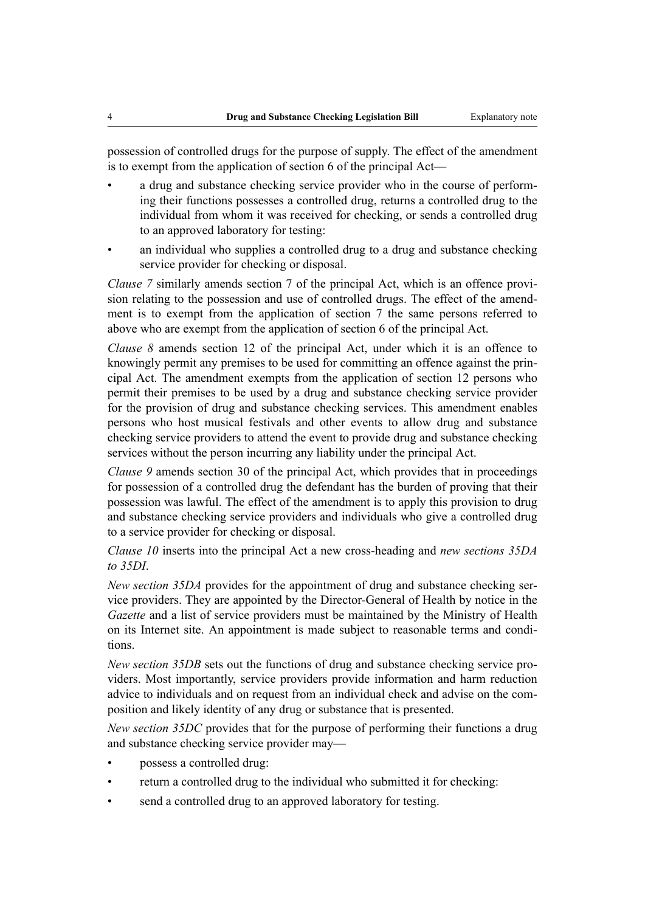possession of controlled drugs for the purpose of supply. The effect of the amendment is to exempt from the application of section 6 of the principal Act—

- a drug and substance checking service provider who in the course of performing their functions possesses a controlled drug, returns a controlled drug to the individual from whom it was received for checking, or sends a controlled drug to an approved laboratory for testing:
- an individual who supplies a controlled drug to a drug and substance checking service provider for checking or disposal.

*Clause 7* similarly amends section 7 of the principal Act, which is an offence provision relating to the possession and use of controlled drugs. The effect of the amendment is to exempt from the application of section 7 the same persons referred to above who are exempt from the application of section 6 of the principal Act.

*Clause 8* amends section 12 of the principal Act, under which it is an offence to knowingly permit any premises to be used for committing an offence against the principal Act. The amendment exempts from the application of section 12 persons who permit their premises to be used by a drug and substance checking service provider for the provision of drug and substance checking services. This amendment enables persons who host musical festivals and other events to allow drug and substance checking service providers to attend the event to provide drug and substance checking services without the person incurring any liability under the principal Act.

*Clause 9* amends section 30 of the principal Act, which provides that in proceedings for possession of a controlled drug the defendant has the burden of proving that their possession was lawful. The effect of the amendment is to apply this provision to drug and substance checking service providers and individuals who give a controlled drug to a service provider for checking or disposal.

*Clause 10* inserts into the principal Act a new cross-heading and *new sections 35DA to 35DI*.

*New section 35DA* provides for the appointment of drug and substance checking service providers. They are appointed by the Director-General of Health by notice in the *Gazette* and a list of service providers must be maintained by the Ministry of Health on its Internet site. An appointment is made subject to reasonable terms and conditions.

*New section 35DB* sets out the functions of drug and substance checking service providers. Most importantly, service providers provide information and harm reduction advice to individuals and on request from an individual check and advise on the composition and likely identity of any drug or substance that is presented.

*New section 35DC* provides that for the purpose of performing their functions a drug and substance checking service provider may—

- possess a controlled drug:
- return a controlled drug to the individual who submitted it for checking:
- send a controlled drug to an approved laboratory for testing.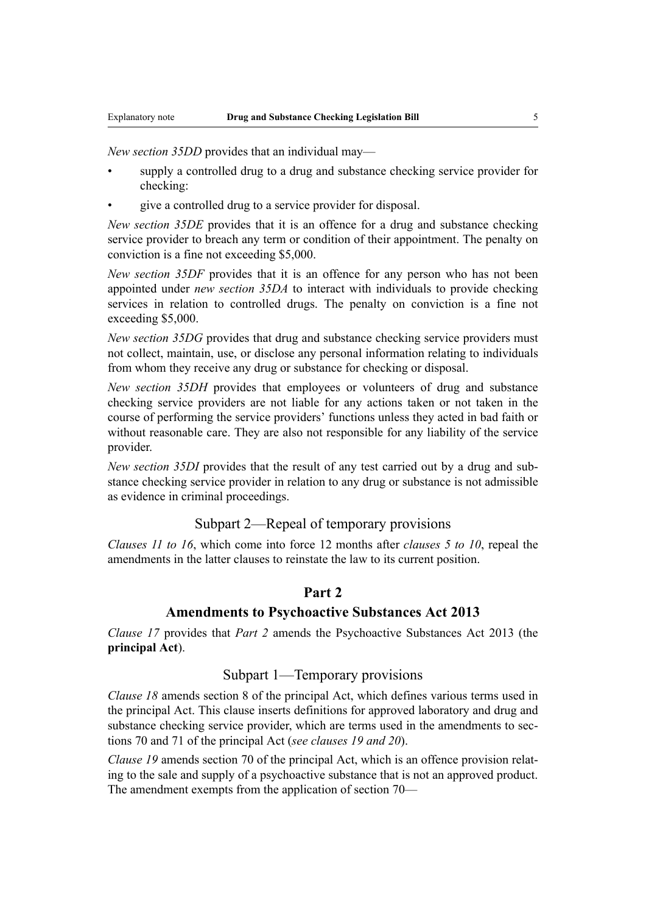*New section 35DD* provides that an individual may—

- supply a controlled drug to a drug and substance checking service provider for checking:
- give a controlled drug to a service provider for disposal.

*New section 35DE* provides that it is an offence for a drug and substance checking service provider to breach any term or condition of their appointment. The penalty on conviction is a fine not exceeding $5,000.

*New section 35DF* provides that it is an offence for any person who has not been appointed under *new section 35DA* to interact with individuals to provide checking services in relation to controlled drugs. The penalty on conviction is a fine not exceeding $5,000.

*New section 35DG* provides that drug and substance checking service providers must not collect, maintain, use, or disclose any personal information relating to individuals from whom they receive any drug or substance for checking or disposal.

*New section 35DH* provides that employees or volunteers of drug and substance checking service providers are not liable for any actions taken or not taken in the course of performing the service providers' functions unless they acted in bad faith or without reasonable care. They are also not responsible for any liability of the service provider.

*New section 35DI* provides that the result of any test carried out by a drug and substance checking service provider in relation to any drug or substance is not admissible as evidence in criminal proceedings.

### Subpart 2—Repeal of temporary provisions

*Clauses 11 to 16*, which come into force 12 months after *clauses 5 to 10*, repeal the amendments in the latter clauses to reinstate the law to its current position.

## Part 2

## Amendments to Psychoactive Substances Act 2013

*Clause 17* provides that *Part 2* amends the Psychoactive Substances Act 2013 (the **principal Act**).

### Subpart 1—Temporary provisions

*Clause 18* amends section 8 of the principal Act, which defines various terms used in the principal Act. This clause inserts definitions for approved laboratory and drug and substance checking service provider, which are terms used in the amendments to sections 70 and 71 of the principal Act (*see clauses 19 and 20*).

*Clause 19* amends section 70 of the principal Act, which is an offence provision relating to the sale and supply of a psychoactive substance that is not an approved product. The amendment exempts from the application of section 70—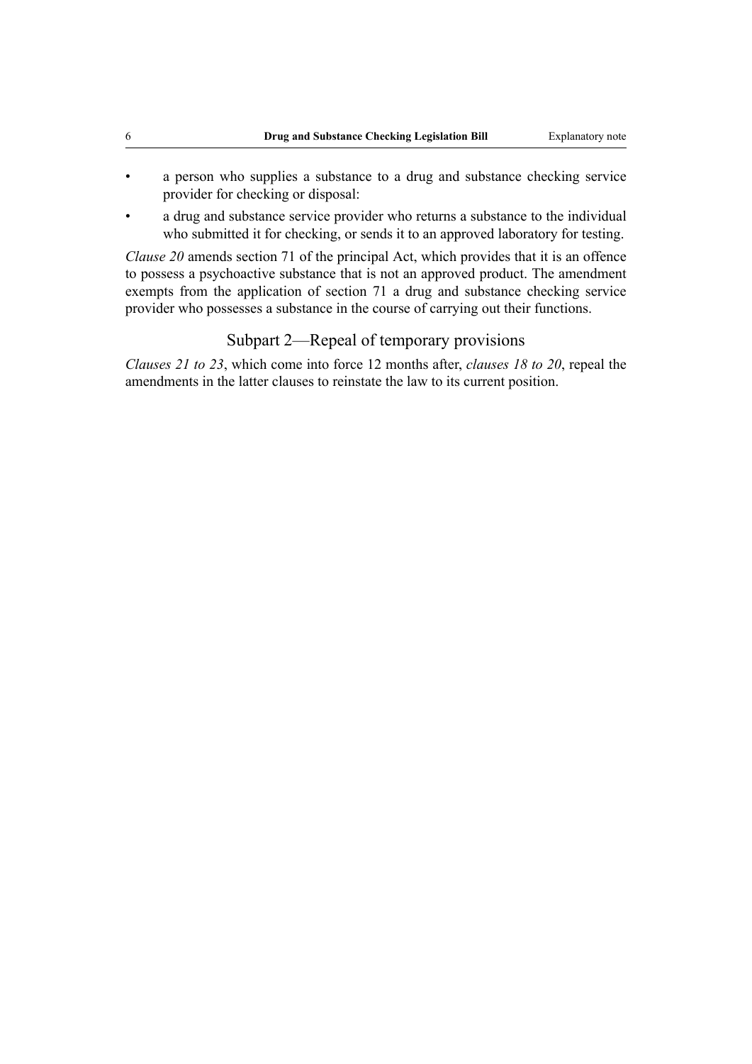- a person who supplies a substance to a drug and substance checking service provider for checking or disposal:
- a drug and substance service provider who returns a substance to the individual who submitted it for checking, or sends it to an approved laboratory for testing.

*Clause 20* amends section 71 of the principal Act, which provides that it is an offence to possess a psychoactive substance that is not an approved product. The amendment exempts from the application of section 71 a drug and substance checking service provider who possesses a substance in the course of carrying out their functions.

## Subpart 2—Repeal of temporary provisions

*Clauses 21 to 23*, which come into force 12 months after, *clauses 18 to 20*, repeal the amendments in the latter clauses to reinstate the law to its current position.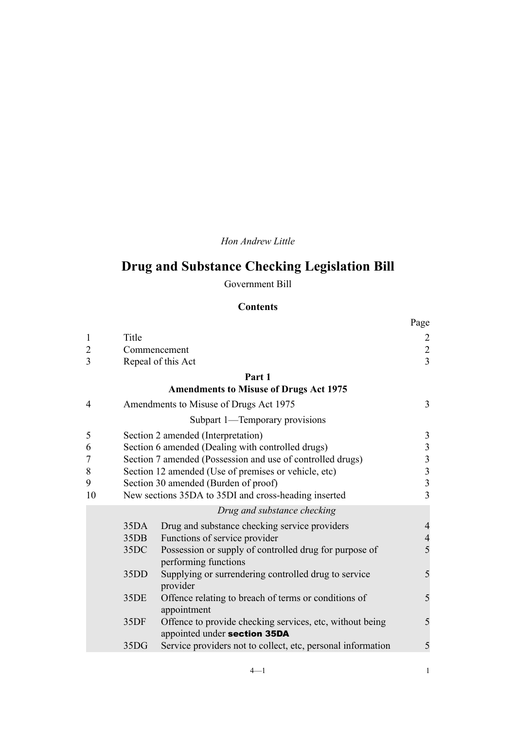*Hon Andrew Little*

# Drug and Substance Checking Legislation Bill

Government Bill

## Contents

| | | | Page |
|---|---|---|---|
| 1 | Title | | 2 |
| 2 | Commencement | | 2 |
| 3 | Repeal of this Act | | 3 |

**Part 1**
**Amendments to Misuse of Drugs Act 1975**

| | | | |
|---|---|---|---|
| 4 | Amendments to Misuse of Drugs Act 1975 | | 3 |

Subpart 1—Temporary provisions

| | | | |
|---|---|---|---|
| 5 | Section 2 amended (Interpretation) | | 3 |
| 6 | Section 6 amended (Dealing with controlled drugs) | | 3 |
| 7 | Section 7 amended (Possession and use of controlled drugs) | | 3 |
| 8 | Section 12 amended (Use of premises or vehicle, etc) | | 3 |
| 9 | Section 30 amended (Burden of proof) | | 3 |
| 10 | New sections 35DA to 35DI and cross-heading inserted | | 3 |

*Drug and substance checking*

| | | | |
|---|---|---|---|
| | 35DA | Drug and substance checking service providers | 4 |
| | 35DB | Functions of service provider | 4 |
| | 35DC | Possession or supply of controlled drug for purpose of performing functions | 5 |
| | 35DD | Supplying or surrendering controlled drug to service provider | 5 |
| | 35DE | Offence relating to breach of terms or conditions of appointment | 5 |
| | 35DF | Offence to provide checking services, etc, without being appointed under **section 35DA** | 5 |
| | 35DG | Service providers not to collect, etc, personal information | 5 |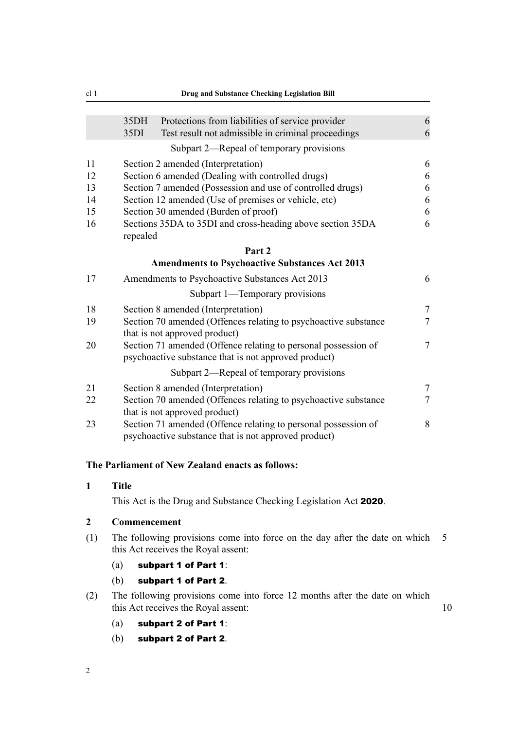| | | | |
|---|---|---|---|
| | 35DH | Protections from liabilities of service provider | 6 |
| | 35DI | Test result not admissible in criminal proceedings | 6 |
| | | Subpart 2—Repeal of temporary provisions | |
| 11 | | Section 2 amended (Interpretation) | 6 |
| 12 | | Section 6 amended (Dealing with controlled drugs) | 6 |
| 13 | | Section 7 amended (Possession and use of controlled drugs) | 6 |
| 14 | | Section 12 amended (Use of premises or vehicle, etc) | 6 |
| 15 | | Section 30 amended (Burden of proof) | 6 |
| 16 | | Sections 35DA to 35DI and cross-heading above section 35DA repealed | 6 |
| | | **Part 2** **Amendments to Psychoactive Substances Act 2013** | |
| 17 | | Amendments to Psychoactive Substances Act 2013 | 6 |
| | | Subpart 1—Temporary provisions | |
| 18 | | Section 8 amended (Interpretation) | 7 |
| 19 | | Section 70 amended (Offences relating to psychoactive substance that is not approved product) | 7 |
| 20 | | Section 71 amended (Offence relating to personal possession of psychoactive substance that is not approved product) | 7 |
| | | Subpart 2—Repeal of temporary provisions | |
| 21 | | Section 8 amended (Interpretation) | 7 |
| 22 | | Section 70 amended (Offences relating to psychoactive substance that is not approved product) | 7 |
| 23 | | Section 71 amended (Offence relating to personal possession of psychoactive substance that is not approved product) | 8 |

**The Parliament of New Zealand enacts as follows:**

**1 Title**

This Act is the Drug and Substance Checking Legislation Act **2020**.

**2 Commencement**

(1) The following provisions come into force on the day after the date on which this Act receives the Royal assent:

(a) **subpart 1 of Part 1**:

(b) **subpart 1 of Part 2**.

(2) The following provisions come into force 12 months after the date on which this Act receives the Royal assent:

(a) **subpart 2 of Part 1**:

(b) **subpart 2 of Part 2**.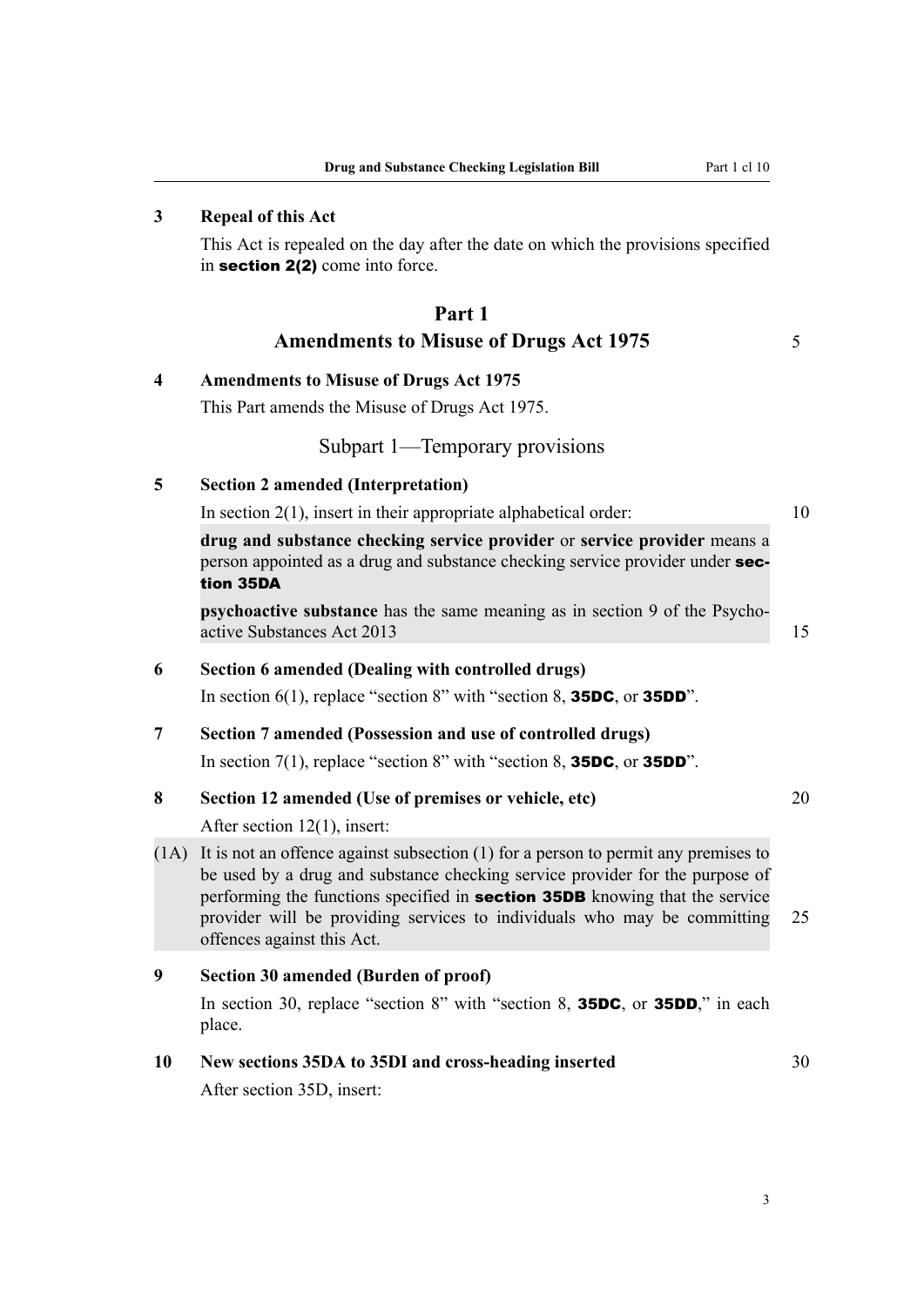**3 Repeal of this Act**

This Act is repealed on the day after the date on which the provisions specified in **section 2(2)** come into force.

## Part 1
## Amendments to Misuse of Drugs Act 1975

**4 Amendments to Misuse of Drugs Act 1975**

This Part amends the Misuse of Drugs Act 1975.

### Subpart 1—Temporary provisions

**5 Section 2 amended (Interpretation)**

In section 2(1), insert in their appropriate alphabetical order:

> **drug and substance checking service provider** or **service provider** means a person appointed as a drug and substance checking service provider under **section 35DA**
>
> **psychoactive substance** has the same meaning as in section 9 of the Psychoactive Substances Act 2013

**6 Section 6 amended (Dealing with controlled drugs)**

In section 6(1), replace "section 8" with "section 8, **35DC**, or **35DD**".

**7 Section 7 amended (Possession and use of controlled drugs)**

In section 7(1), replace "section 8" with "section 8, **35DC**, or **35DD**".

**8 Section 12 amended (Use of premises or vehicle, etc)**

After section 12(1), insert:

> (1A) It is not an offence against subsection (1) for a person to permit any premises to be used by a drug and substance checking service provider for the purpose of performing the functions specified in **section 35DB** knowing that the service provider will be providing services to individuals who may be committing offences against this Act.

**9 Section 30 amended (Burden of proof)**

In section 30, replace "section 8" with "section 8, **35DC**, or **35DD**," in each place.

**10 New sections 35DA to 35DI and cross-heading inserted**

After section 35D, insert: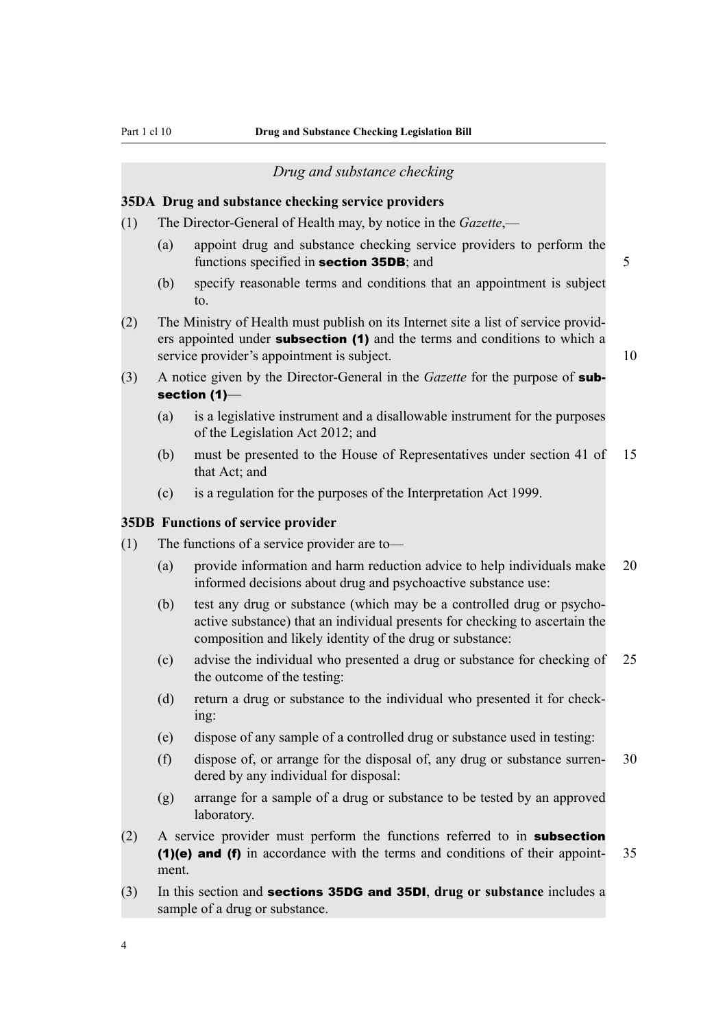*Drug and substance checking*

**35DA Drug and substance checking service providers**

(1) The Director-General of Health may, by notice in the *Gazette*,—

(a) appoint drug and substance checking service providers to perform the functions specified in **section 35DB**; and

(b) specify reasonable terms and conditions that an appointment is subject to.

(2) The Ministry of Health must publish on its Internet site a list of service providers appointed under **subsection (1)** and the terms and conditions to which a service provider's appointment is subject.

(3) A notice given by the Director-General in the *Gazette* for the purpose of **subsection (1)**—

(a) is a legislative instrument and a disallowable instrument for the purposes of the Legislation Act 2012; and

(b) must be presented to the House of Representatives under section 41 of that Act; and

(c) is a regulation for the purposes of the Interpretation Act 1999.

**35DB Functions of service provider**

(1) The functions of a service provider are to—

(a) provide information and harm reduction advice to help individuals make informed decisions about drug and psychoactive substance use:

(b) test any drug or substance (which may be a controlled drug or psychoactive substance) that an individual presents for checking to ascertain the composition and likely identity of the drug or substance:

(c) advise the individual who presented a drug or substance for checking of the outcome of the testing:

(d) return a drug or substance to the individual who presented it for checking:

(e) dispose of any sample of a controlled drug or substance used in testing:

(f) dispose of, or arrange for the disposal of, any drug or substance surrendered by any individual for disposal:

(g) arrange for a sample of a drug or substance to be tested by an approved laboratory.

(2) A service provider must perform the functions referred to in **subsection (1)(e) and (f)** in accordance with the terms and conditions of their appointment.

(3) In this section and **sections 35DG and 35DI**, **drug or substance** includes a sample of a drug or substance.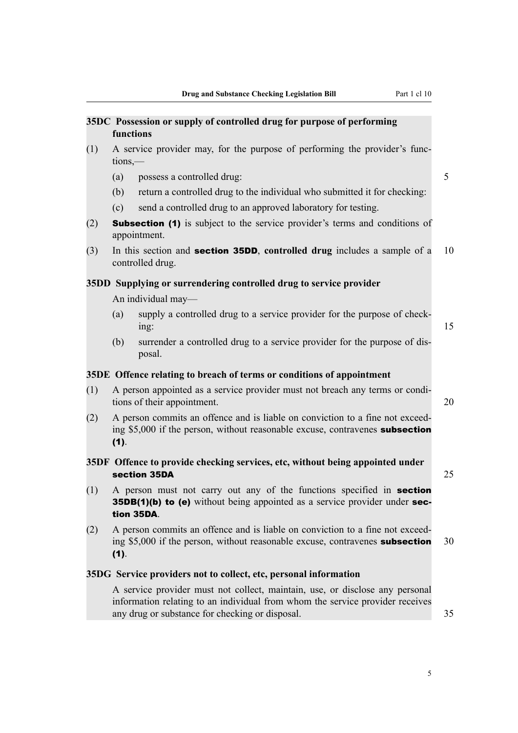### 35DC Possession or supply of controlled drug for purpose of performing functions

(1) A service provider may, for the purpose of performing the provider's functions,—

(a) possess a controlled drug:

(b) return a controlled drug to the individual who submitted it for checking:

(c) send a controlled drug to an approved laboratory for testing.

(2) **Subsection (1)** is subject to the service provider's terms and conditions of appointment.

(3) In this section and **section 35DD**, **controlled drug** includes a sample of a controlled drug.

### 35DD Supplying or surrendering controlled drug to service provider

An individual may—

(a) supply a controlled drug to a service provider for the purpose of checking:

(b) surrender a controlled drug to a service provider for the purpose of disposal.

### 35DE Offence relating to breach of terms or conditions of appointment

(1) A person appointed as a service provider must not breach any terms or conditions of their appointment.

(2) A person commits an offence and is liable on conviction to a fine not exceeding $5,000 if the person, without reasonable excuse, contravenes **subsection (1)**.

### 35DF Offence to provide checking services, etc, without being appointed under section 35DA

(1) A person must not carry out any of the functions specified in **section 35DB(1)(b) to (e)** without being appointed as a service provider under **section 35DA**.

(2) A person commits an offence and is liable on conviction to a fine not exceeding $5,000 if the person, without reasonable excuse, contravenes **subsection (1)**.

### 35DG Service providers not to collect, etc, personal information

A service provider must not collect, maintain, use, or disclose any personal information relating to an individual from whom the service provider receives any drug or substance for checking or disposal.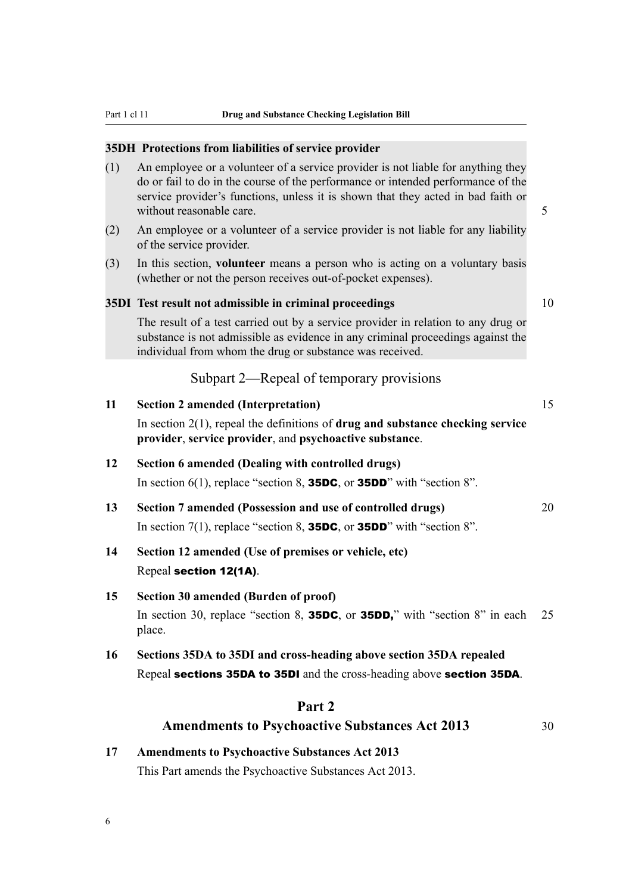**35DH Protections from liabilities of service provider**

(1) An employee or a volunteer of a service provider is not liable for anything they do or fail to do in the course of the performance or intended performance of the service provider's functions, unless it is shown that they acted in bad faith or without reasonable care.

(2) An employee or a volunteer of a service provider is not liable for any liability of the service provider.

(3) In this section, **volunteer** means a person who is acting on a voluntary basis (whether or not the person receives out-of-pocket expenses).

**35DI Test result not admissible in criminal proceedings**

The result of a test carried out by a service provider in relation to any drug or substance is not admissible as evidence in any criminal proceedings against the individual from whom the drug or substance was received.

## Subpart 2—Repeal of temporary provisions

**11 Section 2 amended (Interpretation)**

In section 2(1), repeal the definitions of **drug and substance checking service provider**, **service provider**, and **psychoactive substance**.

**12 Section 6 amended (Dealing with controlled drugs)**

In section 6(1), replace "section 8, **35DC**, or **35DD**" with "section 8".

**13 Section 7 amended (Possession and use of controlled drugs)**

In section 7(1), replace "section 8, **35DC**, or **35DD**" with "section 8".

**14 Section 12 amended (Use of premises or vehicle, etc)**

Repeal **section 12(1A)**.

**15 Section 30 amended (Burden of proof)**

In section 30, replace "section 8, **35DC**, or **35DD,**" with "section 8" in each place.

**16 Sections 35DA to 35DI and cross-heading above section 35DA repealed**

Repeal **sections 35DA to 35DI** and the cross-heading above **section 35DA**.

# Part 2
# Amendments to Psychoactive Substances Act 2013

**17 Amendments to Psychoactive Substances Act 2013**

This Part amends the Psychoactive Substances Act 2013.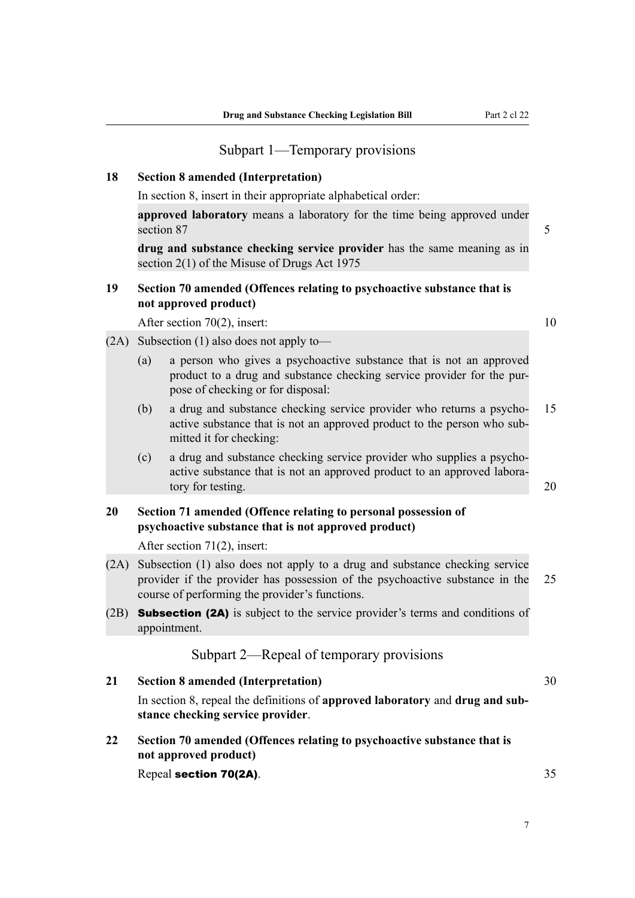## Subpart 1—Temporary provisions

### 18 Section 8 amended (Interpretation)

In section 8, insert in their appropriate alphabetical order:

**approved laboratory** means a laboratory for the time being approved under section 87

**drug and substance checking service provider** has the same meaning as in section 2(1) of the Misuse of Drugs Act 1975

### 19 Section 70 amended (Offences relating to psychoactive substance that is not approved product)

After section 70(2), insert:

(2A) Subsection (1) also does not apply to—

- (a) a person who gives a psychoactive substance that is not an approved product to a drug and substance checking service provider for the purpose of checking or for disposal:
- (b) a drug and substance checking service provider who returns a psychoactive substance that is not an approved product to the person who submitted it for checking:
- (c) a drug and substance checking service provider who supplies a psychoactive substance that is not an approved product to an approved laboratory for testing.

### 20 Section 71 amended (Offence relating to personal possession of psychoactive substance that is not approved product)

After section 71(2), insert:

(2A) Subsection (1) also does not apply to a drug and substance checking service provider if the provider has possession of the psychoactive substance in the course of performing the provider's functions.

(2B) **Subsection (2A)** is subject to the service provider's terms and conditions of appointment.

## Subpart 2—Repeal of temporary provisions

### 21 Section 8 amended (Interpretation)

In section 8, repeal the definitions of **approved laboratory** and **drug and substance checking service provider**.

### 22 Section 70 amended (Offences relating to psychoactive substance that is not approved product)

Repeal **section 70(2A)**.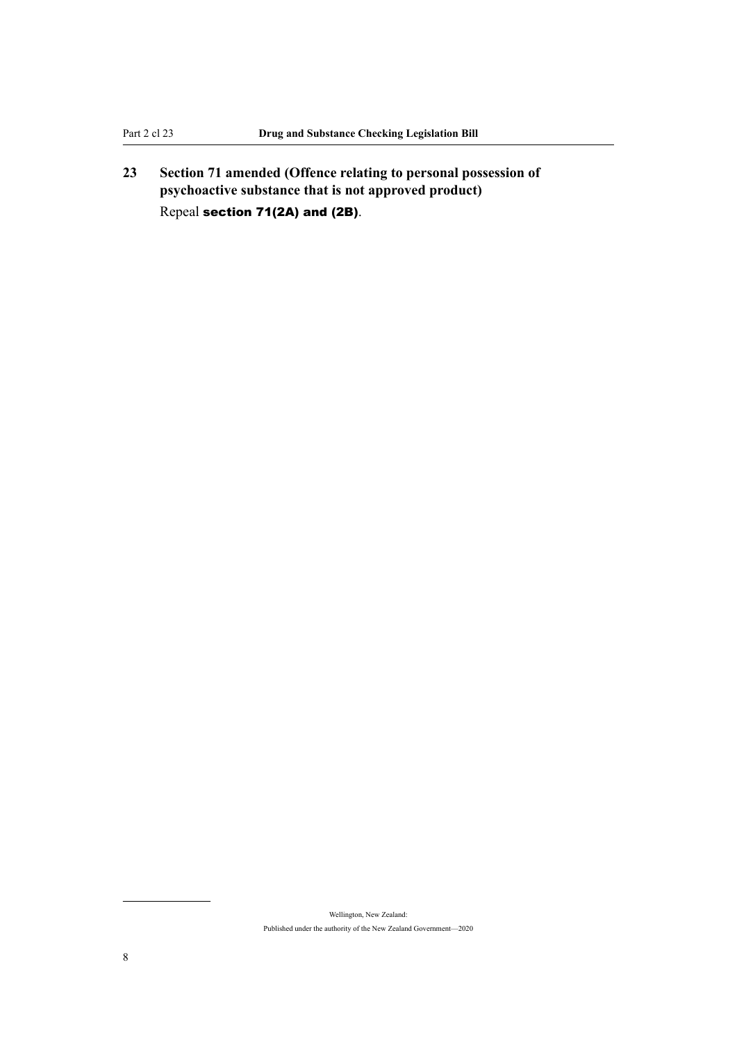**23 Section 71 amended (Offence relating to personal possession of psychoactive substance that is not approved product)**

Repeal **section 71(2A) and (2B)**.

Wellington, New Zealand:

Published under the authority of the New Zealand Government—2020